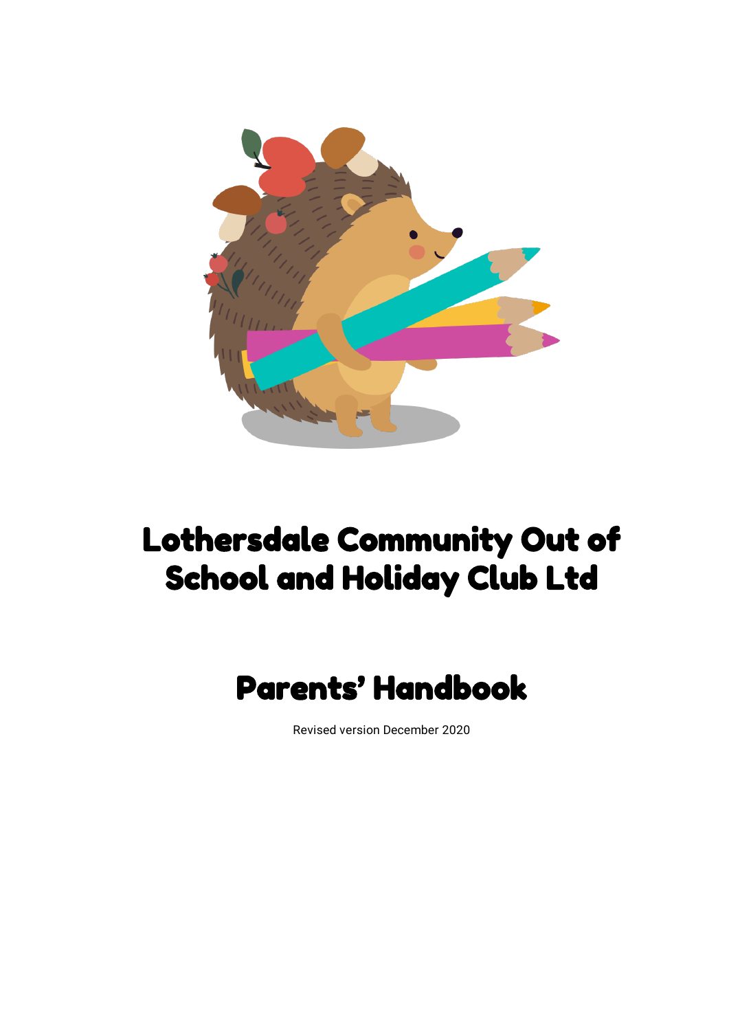# Lothersdale Community Out of School and Holiday Club Ltd

## Parents' Handbook

Revised version December 2020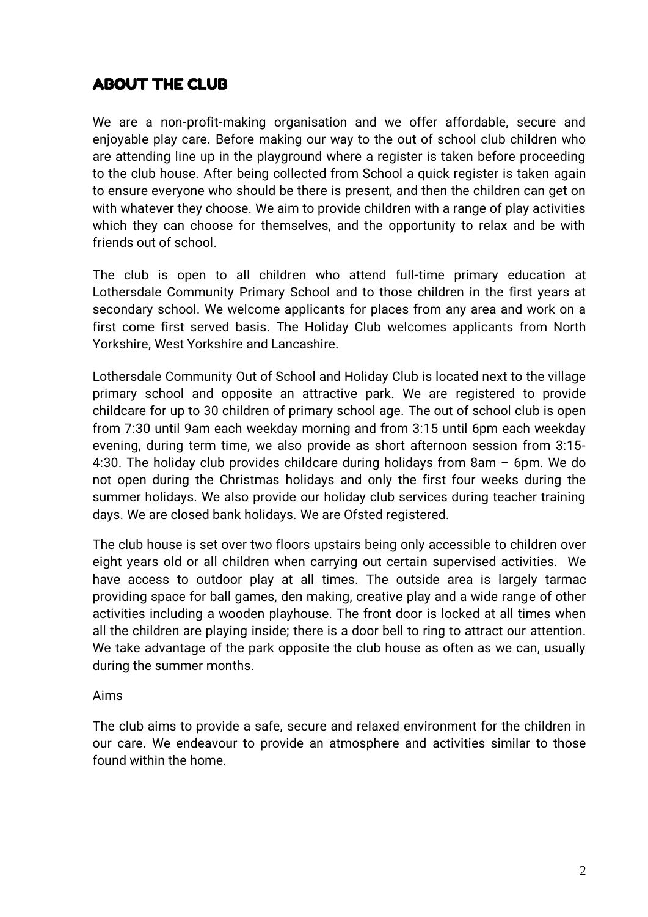## ABOUT THE CLUB

We are a non-profit-making organisation and we offer affordable, secure and enjoyable play care. Before making our way to the out of school club children who are attending line up in the playground where a register is taken before proceeding to the club house. After being collected from School a quick register is taken again to ensure everyone who should be there is present, and then the children can get on with whatever they choose. We aim to provide children with a range of play activities which they can choose for themselves, and the opportunity to relax and be with friends out of school.

The club is open to all children who attend full-time primary education at Lothersdale Community Primary School and to those children in the first years at secondary school. We welcome applicants for places from any area and work on a first come first served basis. The Holiday Club welcomes applicants from North Yorkshire, West Yorkshire and Lancashire.

Lothersdale Community Out of School and Holiday Club is located next to the village primary school and opposite an attractive park. We are registered to provide childcare for up to 30 children of primary school age. The out of school club is open from 7:30 until 9am each weekday morning and from 3:15 until 6pm each weekday evening, during term time, we also provide as short afternoon session from 3:15-4:30. The holiday club provides childcare during holidays from 8am – 6pm. We do not open during the Christmas holidays and only the first four weeks during the summer holidays. We also provide our holiday club services during teacher training days. We are closed bank holidays. We are Ofsted registered.

The club house is set over two floors upstairs being only accessible to children over eight years old or all children when carrying out certain supervised activities. We have access to outdoor play at all times. The outside area is largely tarmac providing space for ball games, den making, creative play and a wide range of other activities including a wooden playhouse. The front door is locked at all times when all the children are playing inside; there is a door bell to ring to attract our attention. We take advantage of the park opposite the club house as often as we can, usually during the summer months.

Aims

The club aims to provide a safe, secure and relaxed environment for the children in our care. We endeavour to provide an atmosphere and activities similar to those found within the home.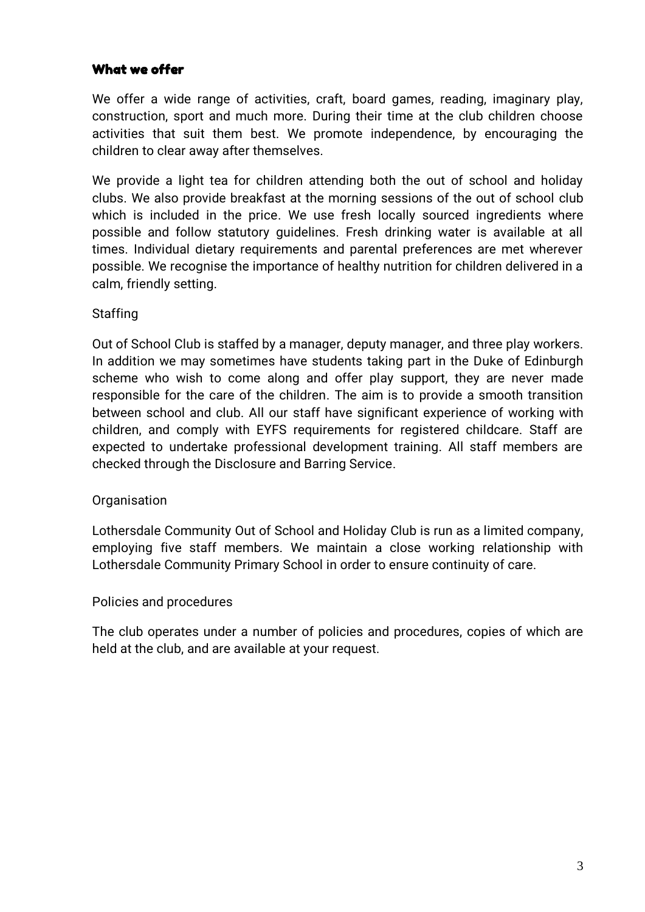## What we offer

We offer a wide range of activities, craft, board games, reading, imaginary play, construction, sport and much more. During their time at the club children choose activities that suit them best. We promote independence, by encouraging the children to clear away after themselves.

We provide a light tea for children attending both the out of school and holiday clubs. We also provide breakfast at the morning sessions of the out of school club which is included in the price. We use fresh locally sourced ingredients where possible and follow statutory guidelines. Fresh drinking water is available at all times. Individual dietary requirements and parental preferences are met wherever possible. We recognise the importance of healthy nutrition for children delivered in a calm, friendly setting.

### Staffing

Out of School Club is staffed by a manager, deputy manager, and three play workers. In addition we may sometimes have students taking part in the Duke of Edinburgh scheme who wish to come along and offer play support, they are never made responsible for the care of the children. The aim is to provide a smooth transition between school and club. All our staff have significant experience of working with children, and comply with EYFS requirements for registered childcare. Staff are expected to undertake professional development training. All staff members are checked through the Disclosure and Barring Service.

### Organisation

Lothersdale Community Out of School and Holiday Club is run as a limited company, employing five staff members. We maintain a close working relationship with Lothersdale Community Primary School in order to ensure continuity of care.

### Policies and procedures

The club operates under a number of policies and procedures, copies of which are held at the club, and are available at your request.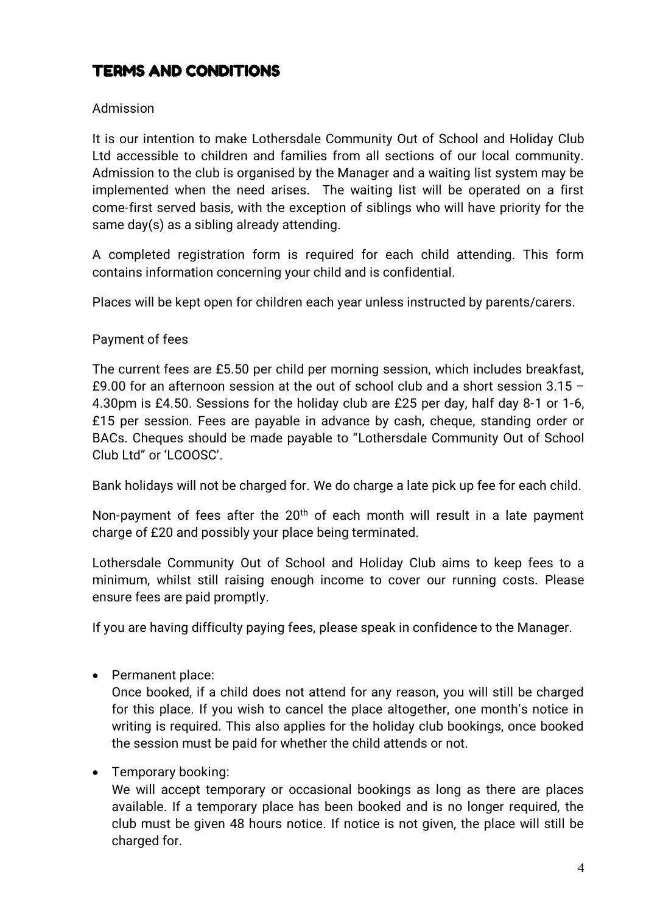# TERMS AND CONDITIONS

Admission

It is our intention to make Lothersdale Community Out of School and Holiday Club Ltd accessible to children and families from all sections of our local community. Admission to the club is organised by the Manager and a waiting list system may be implemented when the need arises. The waiting list will be operated on a first come-first served basis, with the exception of siblings who will have priority for the same day(s) as a sibling already attending.

A completed registration form is required for each child attending. This form contains information concerning your child and is confidential.

Places will be kept open for children each year unless instructed by parents/carers.

Payment of fees

The current fees are £5.50 per child per morning session, which includes breakfast, £9.00 for an afternoon session at the out of school club and a short session 3.15 – 4.30pm is £4.50. Sessions for the holiday club are £25 per day, half day 8-1 or 1-6, £15 per session. Fees are payable in advance by cash, cheque, standing order or BACs. Cheques should be made payable to "Lothersdale Community Out of School Club Ltd" or 'LCOOSC'.

Bank holidays will not be charged for. We do charge a late pick up fee for each child.

Non-payment of fees after the 20th of each month will result in a late payment charge of £20 and possibly your place being terminated.

Lothersdale Community Out of School and Holiday Club aims to keep fees to a minimum, whilst still raising enough income to cover our running costs. Please ensure fees are paid promptly.

If you are having difficulty paying fees, please speak in confidence to the Manager.

- Permanent place:
  Once booked, if a child does not attend for any reason, you will still be charged for this place. If you wish to cancel the place altogether, one month's notice in writing is required. This also applies for the holiday club bookings, once booked the session must be paid for whether the child attends or not.
- Temporary booking:
  We will accept temporary or occasional bookings as long as there are places available. If a temporary place has been booked and is no longer required, the club must be given 48 hours notice. If notice is not given, the place will still be charged for.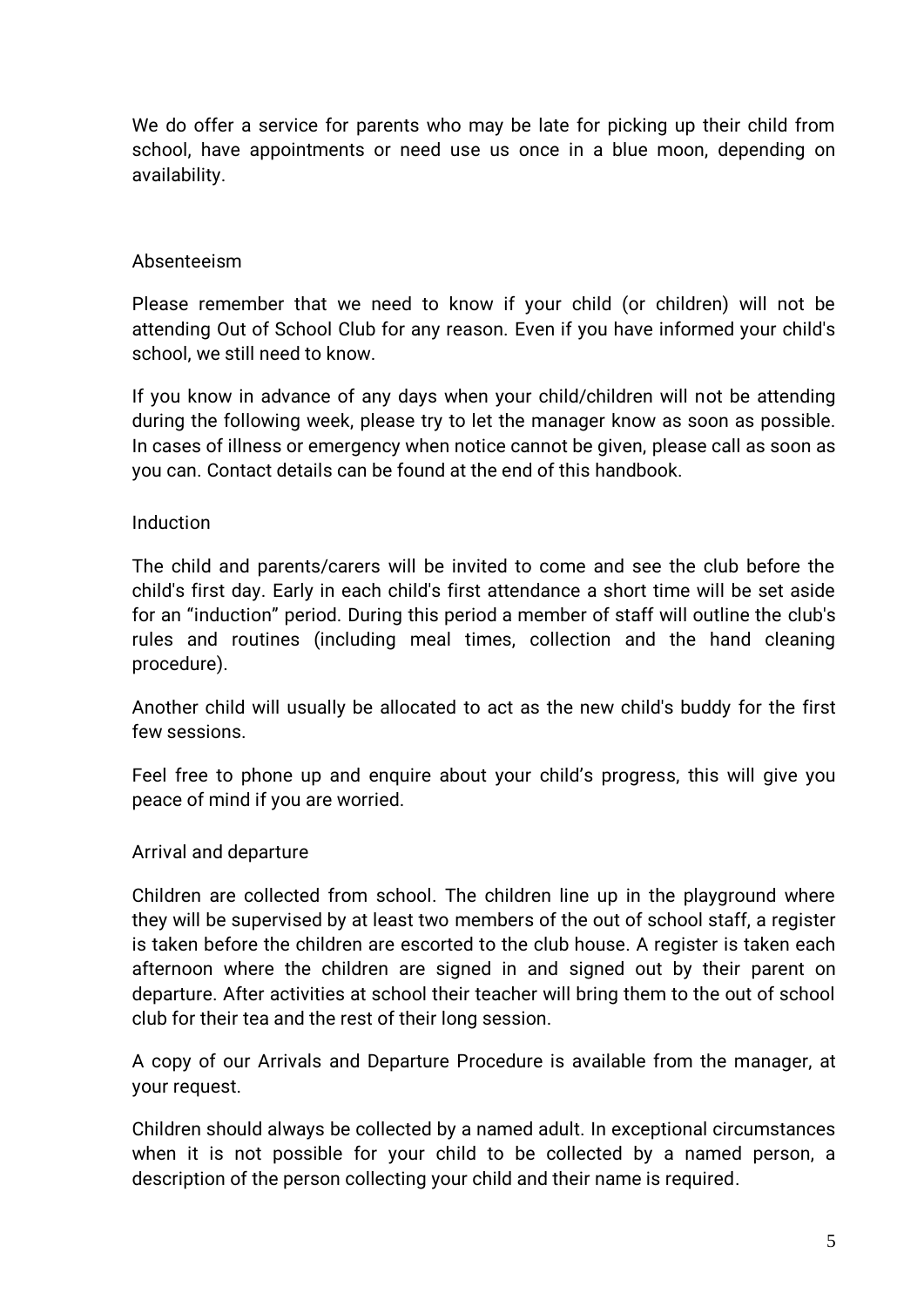We do offer a service for parents who may be late for picking up their child from school, have appointments or need use us once in a blue moon, depending on availability.

## Absenteeism

Please remember that we need to know if your child (or children) will not be attending Out of School Club for any reason. Even if you have informed your child's school, we still need to know.

If you know in advance of any days when your child/children will not be attending during the following week, please try to let the manager know as soon as possible. In cases of illness or emergency when notice cannot be given, please call as soon as you can. Contact details can be found at the end of this handbook.

## Induction

The child and parents/carers will be invited to come and see the club before the child's first day. Early in each child's first attendance a short time will be set aside for an "induction" period. During this period a member of staff will outline the club's rules and routines (including meal times, collection and the hand cleaning procedure).

Another child will usually be allocated to act as the new child's buddy for the first few sessions.

Feel free to phone up and enquire about your child's progress, this will give you peace of mind if you are worried.

## Arrival and departure

Children are collected from school. The children line up in the playground where they will be supervised by at least two members of the out of school staff, a register is taken before the children are escorted to the club house. A register is taken each afternoon where the children are signed in and signed out by their parent on departure. After activities at school their teacher will bring them to the out of school club for their tea and the rest of their long session.

A copy of our Arrivals and Departure Procedure is available from the manager, at your request.

Children should always be collected by a named adult. In exceptional circumstances when it is not possible for your child to be collected by a named person, a description of the person collecting your child and their name is required.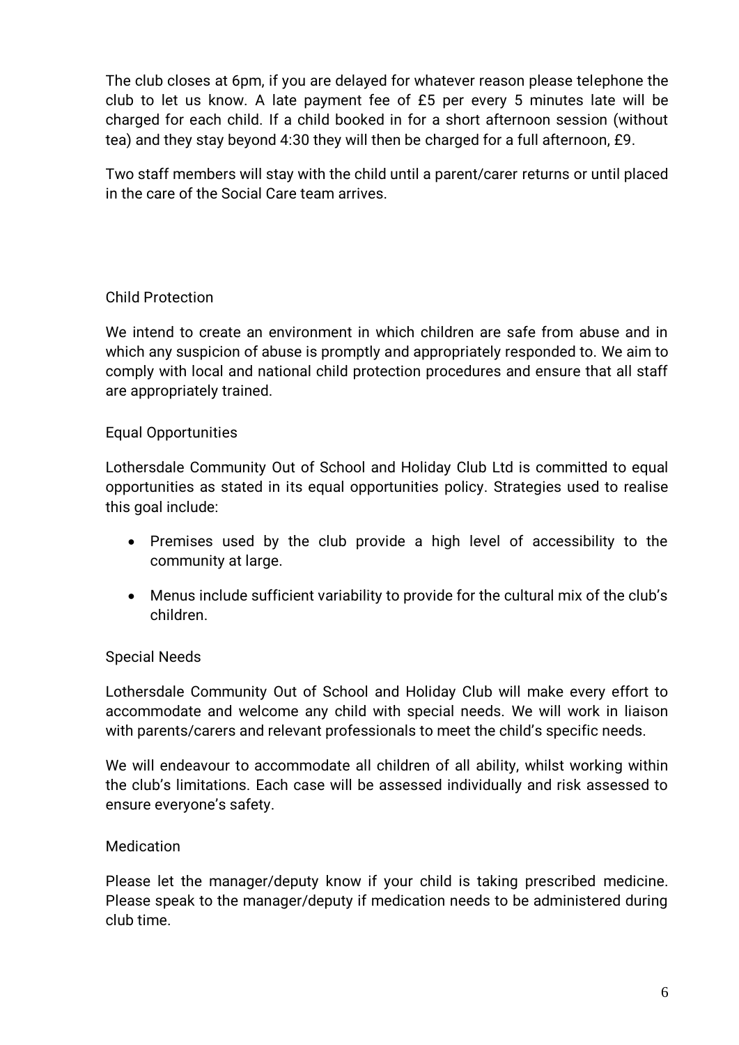The club closes at 6pm, if you are delayed for whatever reason please telephone the club to let us know. A late payment fee of £5 per every 5 minutes late will be charged for each child. If a child booked in for a short afternoon session (without tea) and they stay beyond 4:30 they will then be charged for a full afternoon, £9.

Two staff members will stay with the child until a parent/carer returns or until placed in the care of the Social Care team arrives.

## Child Protection

We intend to create an environment in which children are safe from abuse and in which any suspicion of abuse is promptly and appropriately responded to. We aim to comply with local and national child protection procedures and ensure that all staff are appropriately trained.

## Equal Opportunities

Lothersdale Community Out of School and Holiday Club Ltd is committed to equal opportunities as stated in its equal opportunities policy. Strategies used to realise this goal include:

- Premises used by the club provide a high level of accessibility to the community at large.
- Menus include sufficient variability to provide for the cultural mix of the club's children.

## Special Needs

Lothersdale Community Out of School and Holiday Club will make every effort to accommodate and welcome any child with special needs. We will work in liaison with parents/carers and relevant professionals to meet the child's specific needs.

We will endeavour to accommodate all children of all ability, whilst working within the club's limitations. Each case will be assessed individually and risk assessed to ensure everyone's safety.

## Medication

Please let the manager/deputy know if your child is taking prescribed medicine. Please speak to the manager/deputy if medication needs to be administered during club time.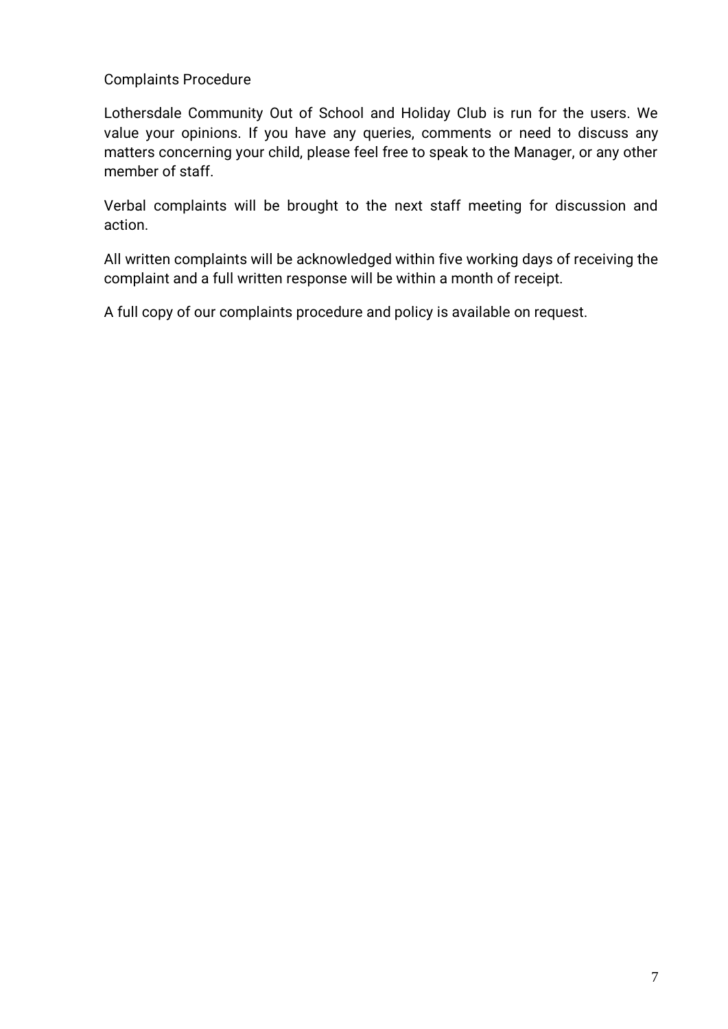## Complaints Procedure

Lothersdale Community Out of School and Holiday Club is run for the users. We value your opinions. If you have any queries, comments or need to discuss any matters concerning your child, please feel free to speak to the Manager, or any other member of staff.

Verbal complaints will be brought to the next staff meeting for discussion and action.

All written complaints will be acknowledged within five working days of receiving the complaint and a full written response will be within a month of receipt.

A full copy of our complaints procedure and policy is available on request.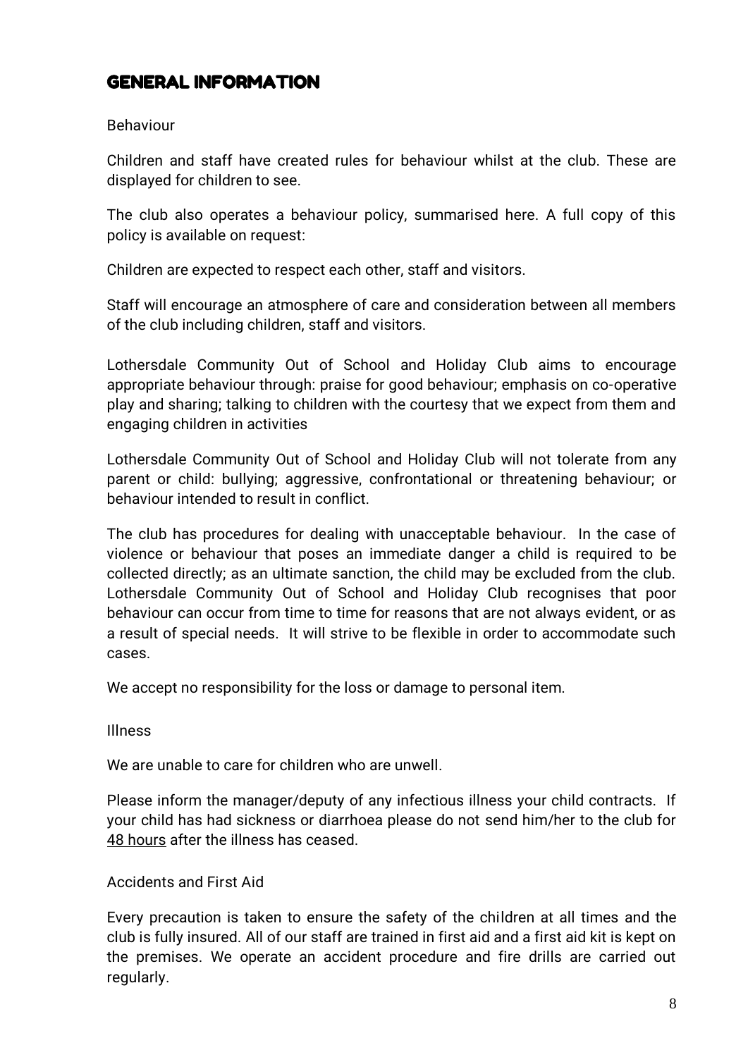## GENERAL INFORMATION

### Behaviour

Children and staff have created rules for behaviour whilst at the club. These are displayed for children to see.

The club also operates a behaviour policy, summarised here. A full copy of this policy is available on request:

Children are expected to respect each other, staff and visitors.

Staff will encourage an atmosphere of care and consideration between all members of the club including children, staff and visitors.

Lothersdale Community Out of School and Holiday Club aims to encourage appropriate behaviour through: praise for good behaviour; emphasis on co-operative play and sharing; talking to children with the courtesy that we expect from them and engaging children in activities

Lothersdale Community Out of School and Holiday Club will not tolerate from any parent or child: bullying; aggressive, confrontational or threatening behaviour; or behaviour intended to result in conflict.

The club has procedures for dealing with unacceptable behaviour. In the case of violence or behaviour that poses an immediate danger a child is required to be collected directly; as an ultimate sanction, the child may be excluded from the club. Lothersdale Community Out of School and Holiday Club recognises that poor behaviour can occur from time to time for reasons that are not always evident, or as a result of special needs. It will strive to be flexible in order to accommodate such cases.

We accept no responsibility for the loss or damage to personal item.

### Illness

We are unable to care for children who are unwell.

Please inform the manager/deputy of any infectious illness your child contracts. If your child has had sickness or diarrhoea please do not send him/her to the club for <u>48 hours</u> after the illness has ceased.

### Accidents and First Aid

Every precaution is taken to ensure the safety of the children at all times and the club is fully insured. All of our staff are trained in first aid and a first aid kit is kept on the premises. We operate an accident procedure and fire drills are carried out regularly.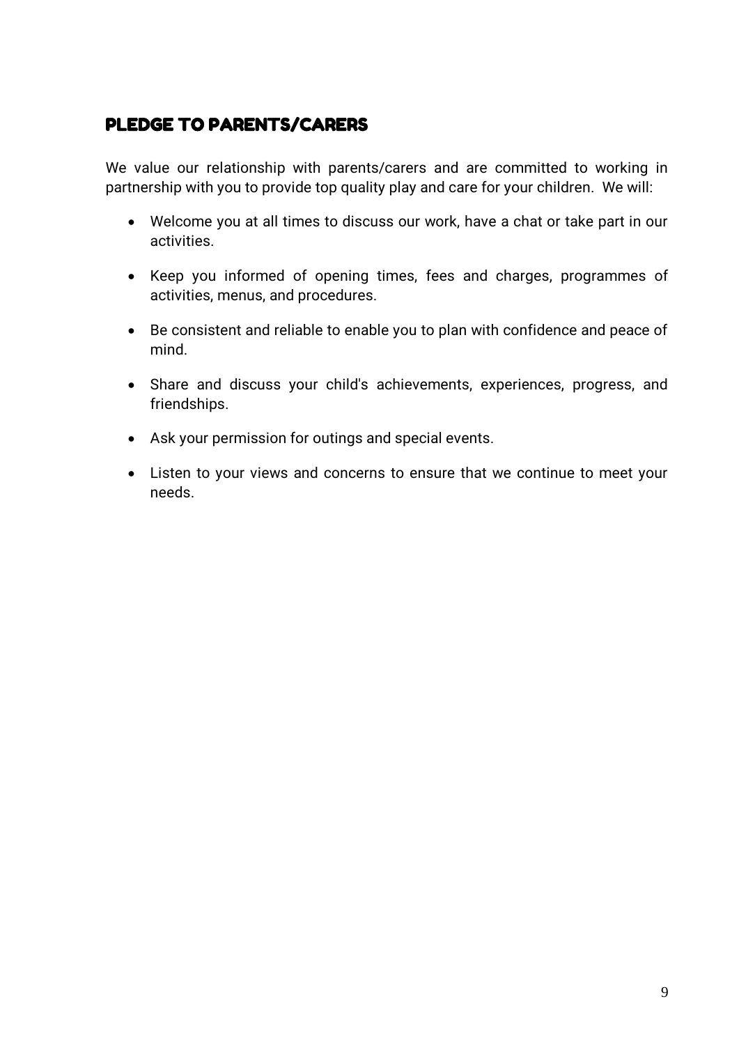## PLEDGE TO PARENTS/CARERS

We value our relationship with parents/carers and are committed to working in partnership with you to provide top quality play and care for your children. We will:

- Welcome you at all times to discuss our work, have a chat or take part in our activities.
- Keep you informed of opening times, fees and charges, programmes of activities, menus, and procedures.
- Be consistent and reliable to enable you to plan with confidence and peace of mind.
- Share and discuss your child's achievements, experiences, progress, and friendships.
- Ask your permission for outings and special events.
- Listen to your views and concerns to ensure that we continue to meet your needs.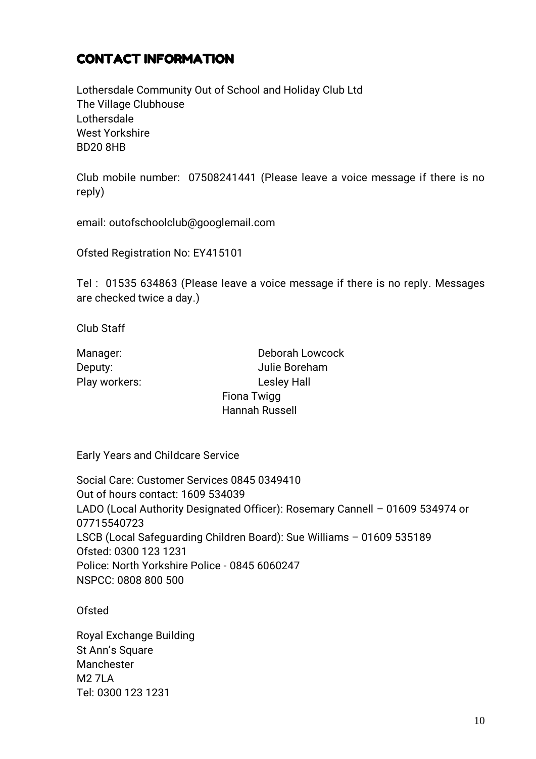## CONTACT INFORMATION

Lothersdale Community Out of School and Holiday Club Ltd
The Village Clubhouse
Lothersdale
West Yorkshire
BD20 8HB

Club mobile number: 07508241441 (Please leave a voice message if there is no reply)

email: outofschoolclub@googlemail.com

Ofsted Registration No: EY415101

Tel : 01535 634863 (Please leave a voice message if there is no reply. Messages are checked twice a day.)

Club Staff

| | |
|---|---|
| Manager: | Deborah Lowcock |
| Deputy: | Julie Boreham |
| Play workers: | Lesley Hall |
| | Fiona Twigg |
| | Hannah Russell |

Early Years and Childcare Service

Social Care: Customer Services 0845 0349410
Out of hours contact: 1609 534039
LADO (Local Authority Designated Officer): Rosemary Cannell – 01609 534974 or 07715540723
LSCB (Local Safeguarding Children Board): Sue Williams – 01609 535189
Ofsted: 0300 123 1231
Police: North Yorkshire Police - 0845 6060247
NSPCC: 0808 800 500

Ofsted

Royal Exchange Building
St Ann's Square
Manchester
M2 7LA
Tel: 0300 123 1231